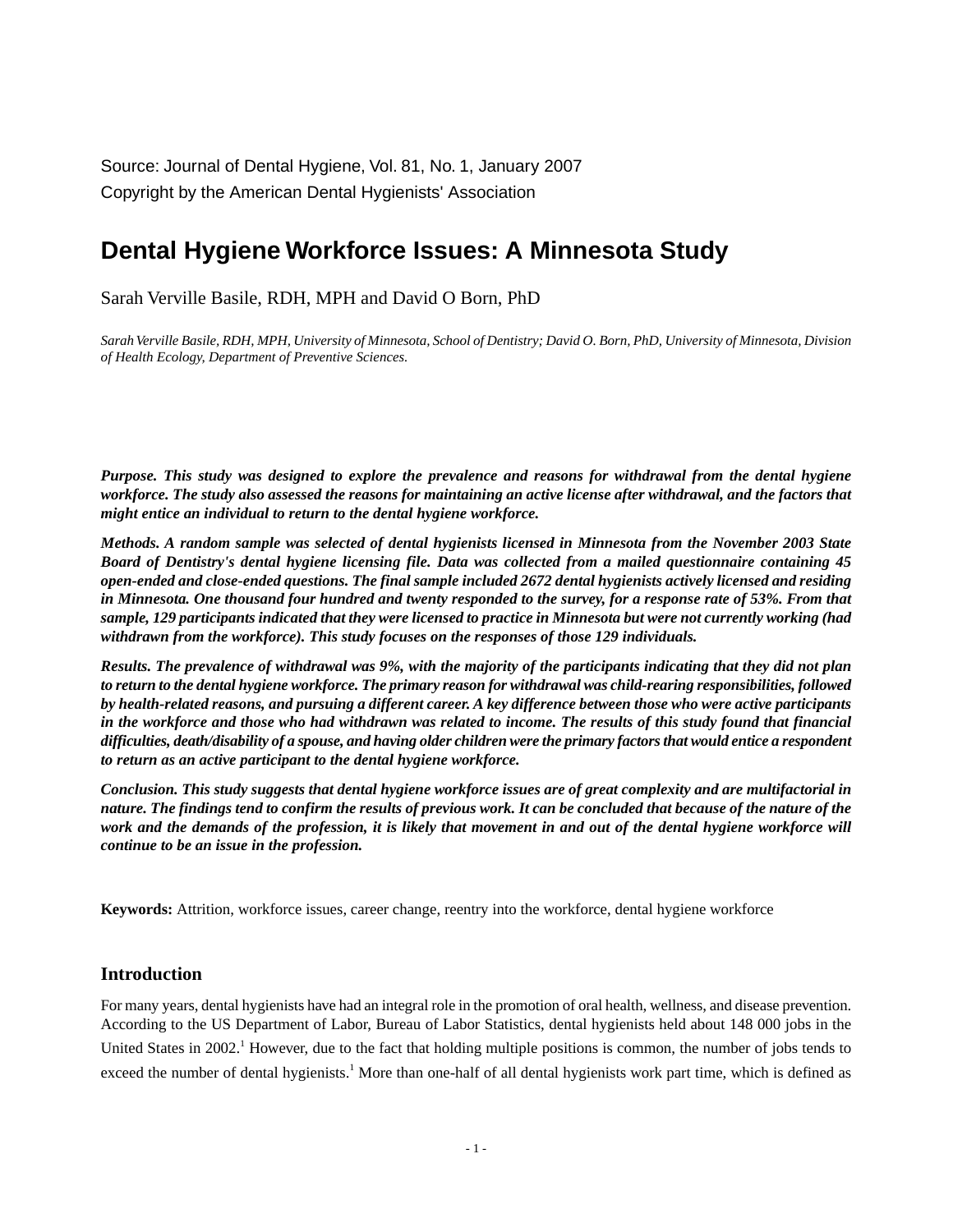Source: Journal of Dental Hygiene, Vol. 81, No. 1, January 2007
Copyright by the American Dental Hygienists' Association

# Dental Hygiene Workforce Issues: A Minnesota Study

Sarah Verville Basile, RDH, MPH and David O Born, PhD

*Sarah Verville Basile, RDH, MPH, University of Minnesota, School of Dentistry; David O. Born, PhD, University of Minnesota, Division of Health Ecology, Department of Preventive Sciences.*

***Purpose. This study was designed to explore the prevalence and reasons for withdrawal from the dental hygiene workforce. The study also assessed the reasons for maintaining an active license after withdrawal, and the factors that might entice an individual to return to the dental hygiene workforce.***

***Methods. A random sample was selected of dental hygienists licensed in Minnesota from the November 2003 State Board of Dentistry's dental hygiene licensing file. Data was collected from a mailed questionnaire containing 45 open-ended and close-ended questions. The final sample included 2672 dental hygienists actively licensed and residing in Minnesota. One thousand four hundred and twenty responded to the survey, for a response rate of 53%. From that sample, 129 participants indicated that they were licensed to practice in Minnesota but were not currently working (had withdrawn from the workforce). This study focuses on the responses of those 129 individuals.***

***Results. The prevalence of withdrawal was 9%, with the majority of the participants indicating that they did not plan to return to the dental hygiene workforce. The primary reason for withdrawal was child-rearing responsibilities, followed by health-related reasons, and pursuing a different career. A key difference between those who were active participants in the workforce and those who had withdrawn was related to income. The results of this study found that financial difficulties, death/disability of a spouse, and having older children were the primary factors that would entice a respondent to return as an active participant to the dental hygiene workforce.***

***Conclusion. This study suggests that dental hygiene workforce issues are of great complexity and are multifactorial in nature. The findings tend to confirm the results of previous work. It can be concluded that because of the nature of the work and the demands of the profession, it is likely that movement in and out of the dental hygiene workforce will continue to be an issue in the profession.***

**Keywords:** Attrition, workforce issues, career change, reentry into the workforce, dental hygiene workforce

## Introduction

For many years, dental hygienists have had an integral role in the promotion of oral health, wellness, and disease prevention. According to the US Department of Labor, Bureau of Labor Statistics, dental hygienists held about 148 000 jobs in the United States in 2002.[1] However, due to the fact that holding multiple positions is common, the number of jobs tends to exceed the number of dental hygienists.[1] More than one-half of all dental hygienists work part time, which is defined as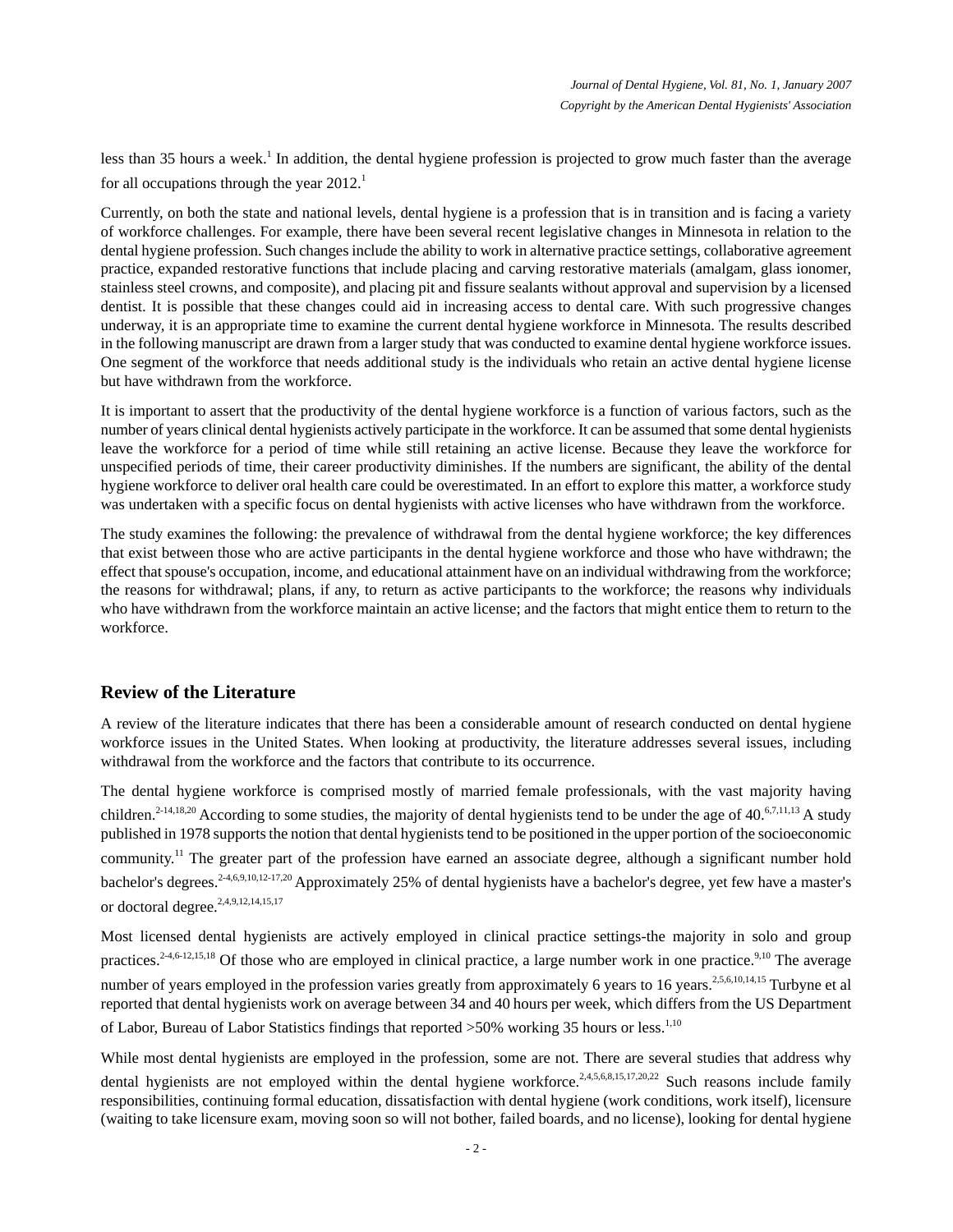less than 35 hours a week.[1] In addition, the dental hygiene profession is projected to grow much faster than the average for all occupations through the year 2012.[1]

Currently, on both the state and national levels, dental hygiene is a profession that is in transition and is facing a variety of workforce challenges. For example, there have been several recent legislative changes in Minnesota in relation to the dental hygiene profession. Such changes include the ability to work in alternative practice settings, collaborative agreement practice, expanded restorative functions that include placing and carving restorative materials (amalgam, glass ionomer, stainless steel crowns, and composite), and placing pit and fissure sealants without approval and supervision by a licensed dentist. It is possible that these changes could aid in increasing access to dental care. With such progressive changes underway, it is an appropriate time to examine the current dental hygiene workforce in Minnesota. The results described in the following manuscript are drawn from a larger study that was conducted to examine dental hygiene workforce issues. One segment of the workforce that needs additional study is the individuals who retain an active dental hygiene license but have withdrawn from the workforce.

It is important to assert that the productivity of the dental hygiene workforce is a function of various factors, such as the number of years clinical dental hygienists actively participate in the workforce. It can be assumed that some dental hygienists leave the workforce for a period of time while still retaining an active license. Because they leave the workforce for unspecified periods of time, their career productivity diminishes. If the numbers are significant, the ability of the dental hygiene workforce to deliver oral health care could be overestimated. In an effort to explore this matter, a workforce study was undertaken with a specific focus on dental hygienists with active licenses who have withdrawn from the workforce.

The study examines the following: the prevalence of withdrawal from the dental hygiene workforce; the key differences that exist between those who are active participants in the dental hygiene workforce and those who have withdrawn; the effect that spouse's occupation, income, and educational attainment have on an individual withdrawing from the workforce; the reasons for withdrawal; plans, if any, to return as active participants to the workforce; the reasons why individuals who have withdrawn from the workforce maintain an active license; and the factors that might entice them to return to the workforce.

## Review of the Literature

A review of the literature indicates that there has been a considerable amount of research conducted on dental hygiene workforce issues in the United States. When looking at productivity, the literature addresses several issues, including withdrawal from the workforce and the factors that contribute to its occurrence.

The dental hygiene workforce is comprised mostly of married female professionals, with the vast majority having children.[2-14,18,20] According to some studies, the majority of dental hygienists tend to be under the age of 40.[6,7,11,13] A study published in 1978 supports the notion that dental hygienists tend to be positioned in the upper portion of the socioeconomic community.[11] The greater part of the profession have earned an associate degree, although a significant number hold bachelor's degrees.[2-4,6,9,10,12-17,20] Approximately 25% of dental hygienists have a bachelor's degree, yet few have a master's or doctoral degree.[2,4,9,12,14,15,17]

Most licensed dental hygienists are actively employed in clinical practice settings-the majority in solo and group practices.[2-4,6-12,15,18] Of those who are employed in clinical practice, a large number work in one practice.[9,10] The average number of years employed in the profession varies greatly from approximately 6 years to 16 years.[2,5,6,10,14,15] Turbyne et al reported that dental hygienists work on average between 34 and 40 hours per week, which differs from the US Department of Labor, Bureau of Labor Statistics findings that reported >50% working 35 hours or less.[1,10]

While most dental hygienists are employed in the profession, some are not. There are several studies that address why dental hygienists are not employed within the dental hygiene workforce.[2,4,5,6,8,15,17,20,22] Such reasons include family responsibilities, continuing formal education, dissatisfaction with dental hygiene (work conditions, work itself), licensure (waiting to take licensure exam, moving soon so will not bother, failed boards, and no license), looking for dental hygiene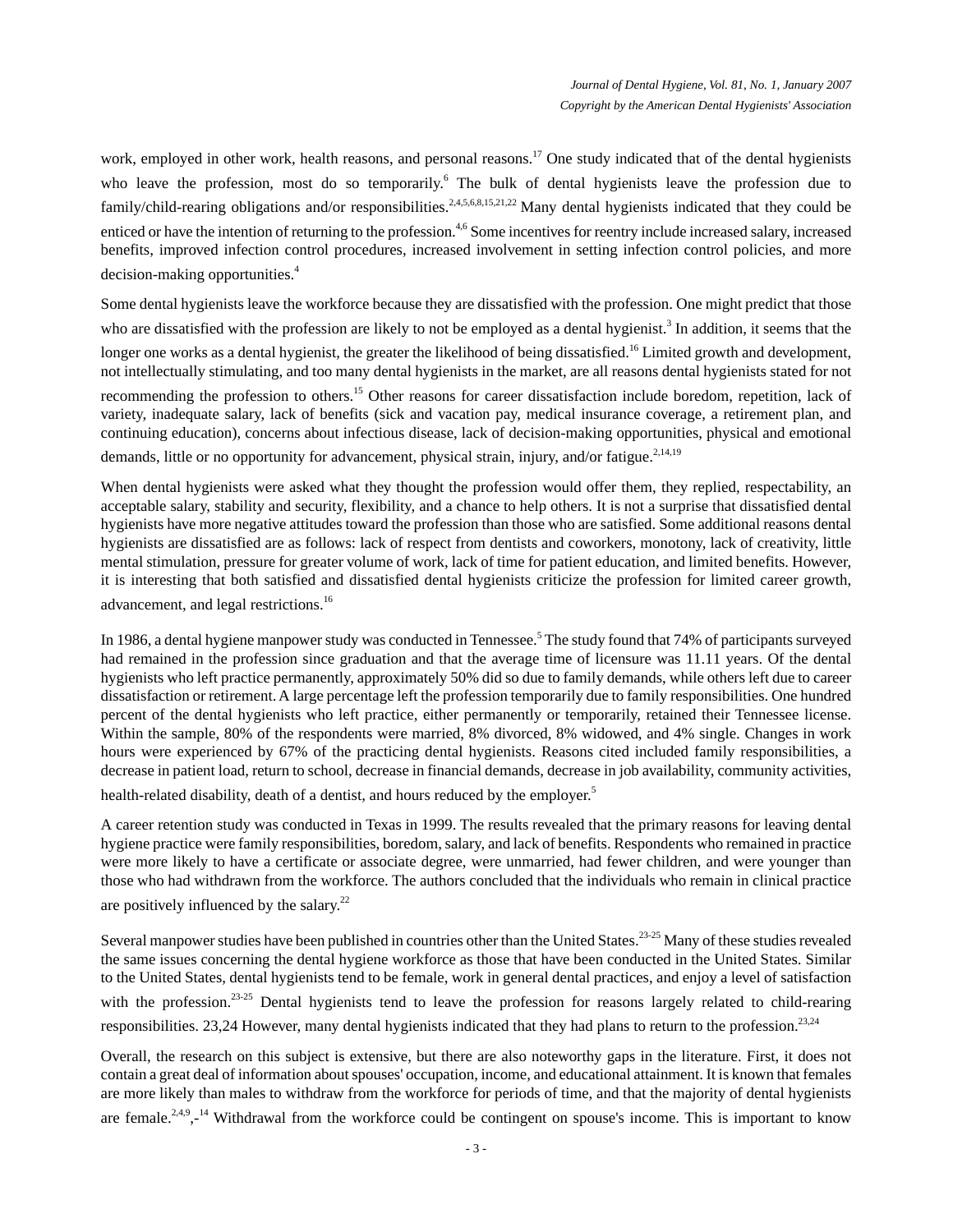work, employed in other work, health reasons, and personal reasons.[17] One study indicated that of the dental hygienists who leave the profession, most do so temporarily.[6] The bulk of dental hygienists leave the profession due to family/child-rearing obligations and/or responsibilities.[2,4,5,6,8,15,21,22] Many dental hygienists indicated that they could be enticed or have the intention of returning to the profession.[4,6] Some incentives for reentry include increased salary, increased benefits, improved infection control procedures, increased involvement in setting infection control policies, and more decision-making opportunities.[4]

Some dental hygienists leave the workforce because they are dissatisfied with the profession. One might predict that those who are dissatisfied with the profession are likely to not be employed as a dental hygienist.[3] In addition, it seems that the longer one works as a dental hygienist, the greater the likelihood of being dissatisfied.[16] Limited growth and development, not intellectually stimulating, and too many dental hygienists in the market, are all reasons dental hygienists stated for not recommending the profession to others.[15] Other reasons for career dissatisfaction include boredom, repetition, lack of variety, inadequate salary, lack of benefits (sick and vacation pay, medical insurance coverage, a retirement plan, and continuing education), concerns about infectious disease, lack of decision-making opportunities, physical and emotional demands, little or no opportunity for advancement, physical strain, injury, and/or fatigue.[2,14,19]

When dental hygienists were asked what they thought the profession would offer them, they replied, respectability, an acceptable salary, stability and security, flexibility, and a chance to help others. It is not a surprise that dissatisfied dental hygienists have more negative attitudes toward the profession than those who are satisfied. Some additional reasons dental hygienists are dissatisfied are as follows: lack of respect from dentists and coworkers, monotony, lack of creativity, little mental stimulation, pressure for greater volume of work, lack of time for patient education, and limited benefits. However, it is interesting that both satisfied and dissatisfied dental hygienists criticize the profession for limited career growth, advancement, and legal restrictions.[16]

In 1986, a dental hygiene manpower study was conducted in Tennessee.[5] The study found that 74% of participants surveyed had remained in the profession since graduation and that the average time of licensure was 11.11 years. Of the dental hygienists who left practice permanently, approximately 50% did so due to family demands, while others left due to career dissatisfaction or retirement. A large percentage left the profession temporarily due to family responsibilities. One hundred percent of the dental hygienists who left practice, either permanently or temporarily, retained their Tennessee license. Within the sample, 80% of the respondents were married, 8% divorced, 8% widowed, and 4% single. Changes in work hours were experienced by 67% of the practicing dental hygienists. Reasons cited included family responsibilities, a decrease in patient load, return to school, decrease in financial demands, decrease in job availability, community activities, health-related disability, death of a dentist, and hours reduced by the employer.[5]

A career retention study was conducted in Texas in 1999. The results revealed that the primary reasons for leaving dental hygiene practice were family responsibilities, boredom, salary, and lack of benefits. Respondents who remained in practice were more likely to have a certificate or associate degree, were unmarried, had fewer children, and were younger than those who had withdrawn from the workforce. The authors concluded that the individuals who remain in clinical practice are positively influenced by the salary.[22]

Several manpower studies have been published in countries other than the United States.[23-25] Many of these studies revealed the same issues concerning the dental hygiene workforce as those that have been conducted in the United States. Similar to the United States, dental hygienists tend to be female, work in general dental practices, and enjoy a level of satisfaction with the profession.[23-25] Dental hygienists tend to leave the profession for reasons largely related to child-rearing responsibilities. 23,24 However, many dental hygienists indicated that they had plans to return to the profession.[23,24]

Overall, the research on this subject is extensive, but there are also noteworthy gaps in the literature. First, it does not contain a great deal of information about spouses' occupation, income, and educational attainment. It is known that females are more likely than males to withdraw from the workforce for periods of time, and that the majority of dental hygienists are female.[2,4,9,-14] Withdrawal from the workforce could be contingent on spouse's income. This is important to know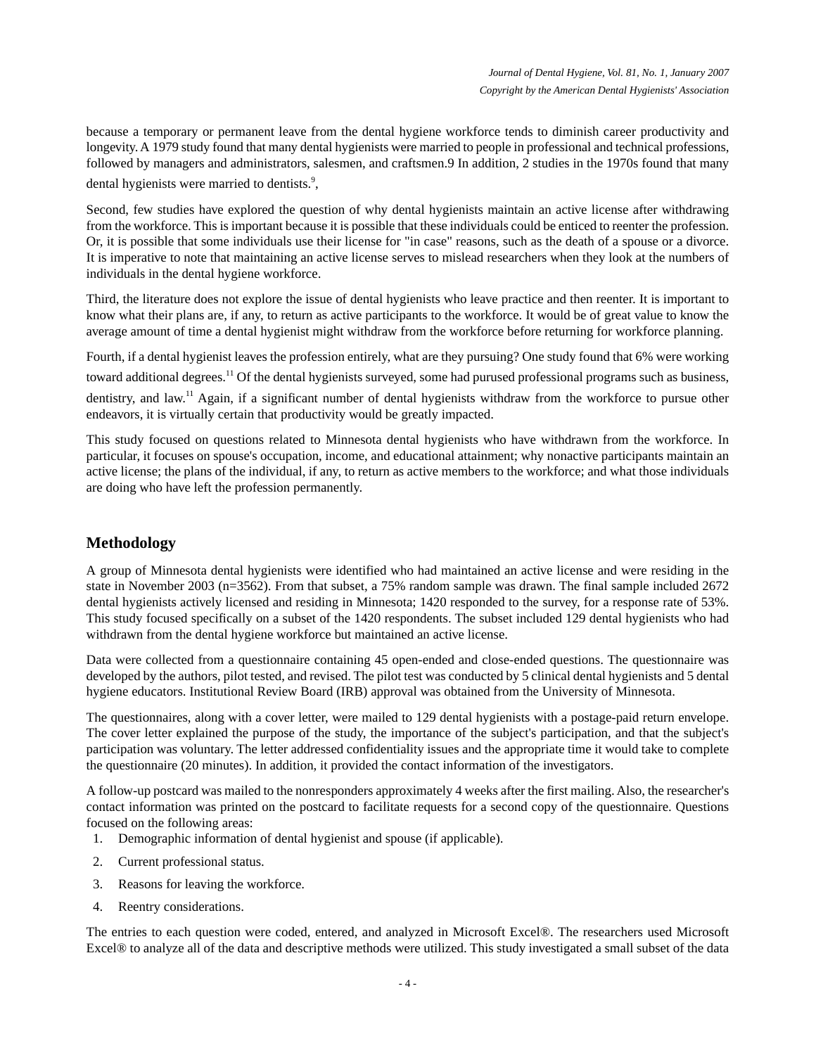because a temporary or permanent leave from the dental hygiene workforce tends to diminish career productivity and longevity. A 1979 study found that many dental hygienists were married to people in professional and technical professions, followed by managers and administrators, salesmen, and craftsmen.9 In addition, 2 studies in the 1970s found that many dental hygienists were married to dentists.[9],

Second, few studies have explored the question of why dental hygienists maintain an active license after withdrawing from the workforce. This is important because it is possible that these individuals could be enticed to reenter the profession. Or, it is possible that some individuals use their license for "in case" reasons, such as the death of a spouse or a divorce. It is imperative to note that maintaining an active license serves to mislead researchers when they look at the numbers of individuals in the dental hygiene workforce.

Third, the literature does not explore the issue of dental hygienists who leave practice and then reenter. It is important to know what their plans are, if any, to return as active participants to the workforce. It would be of great value to know the average amount of time a dental hygienist might withdraw from the workforce before returning for workforce planning.

Fourth, if a dental hygienist leaves the profession entirely, what are they pursuing? One study found that 6% were working toward additional degrees.[11] Of the dental hygienists surveyed, some had purused professional programs such as business, dentistry, and law.[11] Again, if a significant number of dental hygienists withdraw from the workforce to pursue other endeavors, it is virtually certain that productivity would be greatly impacted.

This study focused on questions related to Minnesota dental hygienists who have withdrawn from the workforce. In particular, it focuses on spouse's occupation, income, and educational attainment; why nonactive participants maintain an active license; the plans of the individual, if any, to return as active members to the workforce; and what those individuals are doing who have left the profession permanently.

## Methodology

A group of Minnesota dental hygienists were identified who had maintained an active license and were residing in the state in November 2003 (n=3562). From that subset, a 75% random sample was drawn. The final sample included 2672 dental hygienists actively licensed and residing in Minnesota; 1420 responded to the survey, for a response rate of 53%. This study focused specifically on a subset of the 1420 respondents. The subset included 129 dental hygienists who had withdrawn from the dental hygiene workforce but maintained an active license.

Data were collected from a questionnaire containing 45 open-ended and close-ended questions. The questionnaire was developed by the authors, pilot tested, and revised. The pilot test was conducted by 5 clinical dental hygienists and 5 dental hygiene educators. Institutional Review Board (IRB) approval was obtained from the University of Minnesota.

The questionnaires, along with a cover letter, were mailed to 129 dental hygienists with a postage-paid return envelope. The cover letter explained the purpose of the study, the importance of the subject's participation, and that the subject's participation was voluntary. The letter addressed confidentiality issues and the appropriate time it would take to complete the questionnaire (20 minutes). In addition, it provided the contact information of the investigators.

A follow-up postcard was mailed to the nonresponders approximately 4 weeks after the first mailing. Also, the researcher's contact information was printed on the postcard to facilitate requests for a second copy of the questionnaire. Questions focused on the following areas:

1. Demographic information of dental hygienist and spouse (if applicable).
2. Current professional status.
3. Reasons for leaving the workforce.
4. Reentry considerations.

The entries to each question were coded, entered, and analyzed in Microsoft Excel®. The researchers used Microsoft Excel® to analyze all of the data and descriptive methods were utilized. This study investigated a small subset of the data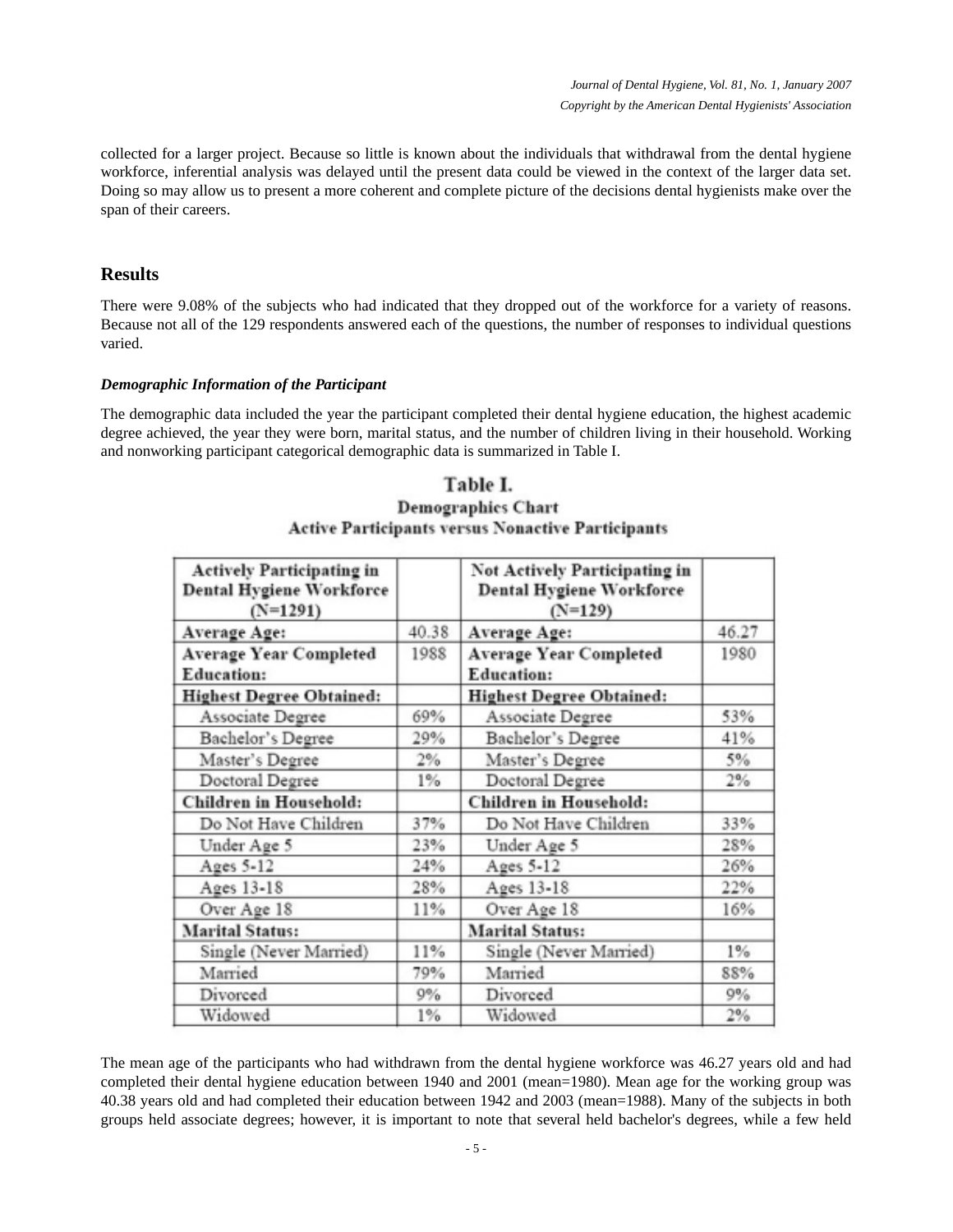collected for a larger project. Because so little is known about the individuals that withdrawal from the dental hygiene workforce, inferential analysis was delayed until the present data could be viewed in the context of the larger data set. Doing so may allow us to present a more coherent and complete picture of the decisions dental hygienists make over the span of their careers.

## Results

There were 9.08% of the subjects who had indicated that they dropped out of the workforce for a variety of reasons. Because not all of the 129 respondents answered each of the questions, the number of responses to individual questions varied.

### *Demographic Information of the Participant*

The demographic data included the year the participant completed their dental hygiene education, the highest academic degree achieved, the year they were born, marital status, and the number of children living in their household. Working and nonworking participant categorical demographic data is summarized in Table I.

**Table I.**
**Demographics Chart**
**Active Participants versus Nonactive Participants**

| Actively Participating in Dental Hygiene Workforce (N=1291) | | Not Actively Participating in Dental Hygiene Workforce (N=129) | |
|---|---|---|---|
| **Average Age:** | 40.38 | **Average Age:** | 46.27 |
| **Average Year Completed Education:** | 1988 | **Average Year Completed Education:** | 1980 |
| **Highest Degree Obtained:** | | **Highest Degree Obtained:** | |
| Associate Degree | 69% | Associate Degree | 53% |
| Bachelor's Degree | 29% | Bachelor's Degree | 41% |
| Master's Degree | 2% | Master's Degree | 5% |
| Doctoral Degree | 1% | Doctoral Degree | 2% |
| **Children in Household:** | | **Children in Household:** | |
| Do Not Have Children | 37% | Do Not Have Children | 33% |
| Under Age 5 | 23% | Under Age 5 | 28% |
| Ages 5-12 | 24% | Ages 5-12 | 26% |
| Ages 13-18 | 28% | Ages 13-18 | 22% |
| Over Age 18 | 11% | Over Age 18 | 16% |
| **Marital Status:** | | **Marital Status:** | |
| Single (Never Married) | 11% | Single (Never Married) | 1% |
| Married | 79% | Married | 88% |
| Divorced | 9% | Divorced | 9% |
| Widowed | 1% | Widowed | 2% |

The mean age of the participants who had withdrawn from the dental hygiene workforce was 46.27 years old and had completed their dental hygiene education between 1940 and 2001 (mean=1980). Mean age for the working group was 40.38 years old and had completed their education between 1942 and 2003 (mean=1988). Many of the subjects in both groups held associate degrees; however, it is important to note that several held bachelor's degrees, while a few held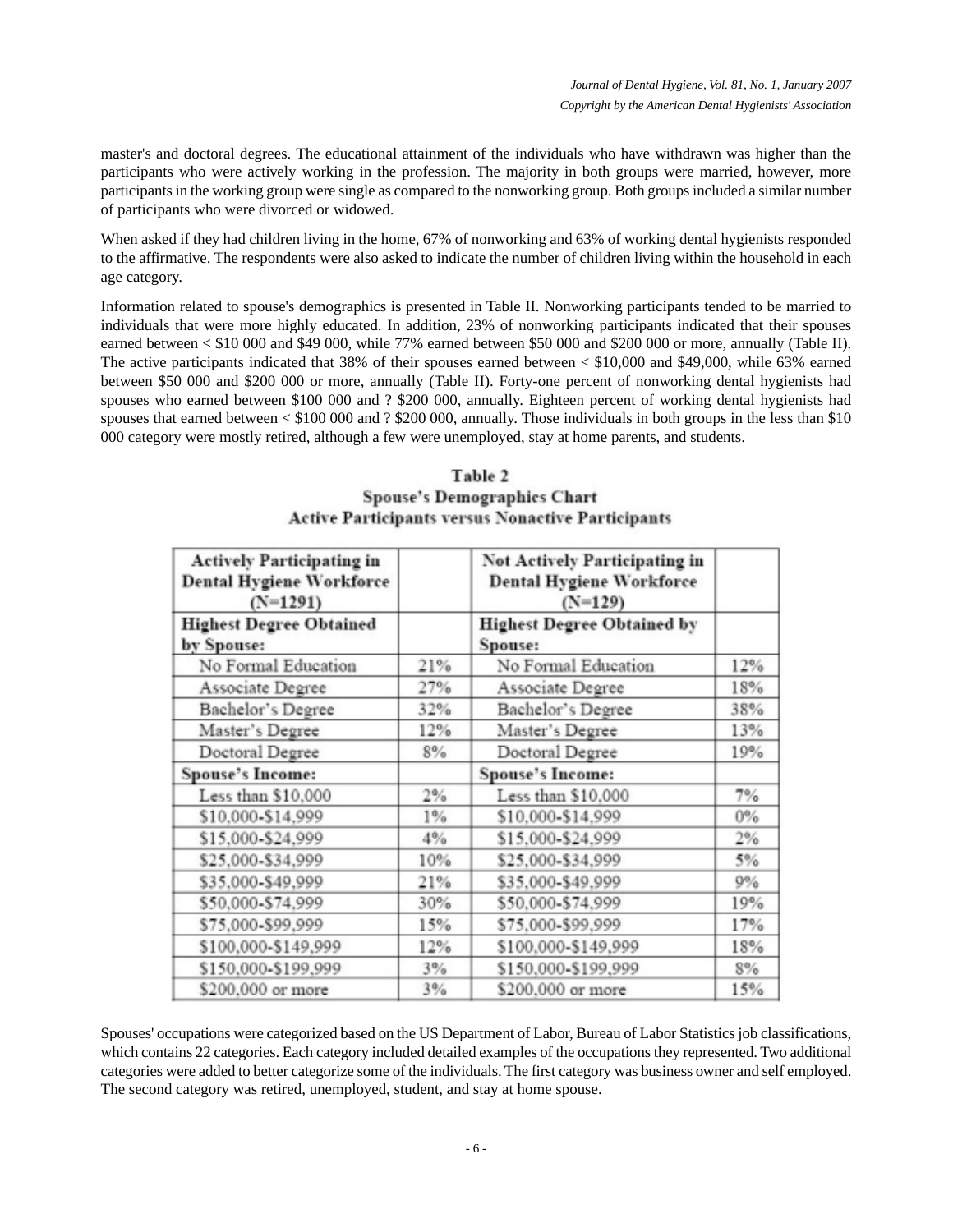master's and doctoral degrees. The educational attainment of the individuals who have withdrawn was higher than the participants who were actively working in the profession. The majority in both groups were married, however, more participants in the working group were single as compared to the nonworking group. Both groups included a similar number of participants who were divorced or widowed.

When asked if they had children living in the home, 67% of nonworking and 63% of working dental hygienists responded to the affirmative. The respondents were also asked to indicate the number of children living within the household in each age category.

Information related to spouse's demographics is presented in Table II. Nonworking participants tended to be married to individuals that were more highly educated. In addition, 23% of nonworking participants indicated that their spouses earned between < $10 000 and $49 000, while 77% earned between $50 000 and $200 000 or more, annually (Table II). The active participants indicated that 38% of their spouses earned between < $10,000 and $49,000, while 63% earned between $50 000 and $200 000 or more, annually (Table II). Forty-one percent of nonworking dental hygienists had spouses who earned between $100 000 and ? $200 000, annually. Eighteen percent of working dental hygienists had spouses that earned between < $100 000 and ? $200 000, annually. Those individuals in both groups in the less than $10 000 category were mostly retired, although a few were unemployed, stay at home parents, and students.

**Table 2**
**Spouse's Demographics Chart**
**Active Participants versus Nonactive Participants**

| Actively Participating in Dental Hygiene Workforce (N=1291) | | Not Actively Participating in Dental Hygiene Workforce (N=129) | |
|---|---|---|---|
| **Highest Degree Obtained by Spouse:** | | **Highest Degree Obtained by Spouse:** | |
| No Formal Education | 21% | No Formal Education | 12% |
| Associate Degree | 27% | Associate Degree | 18% |
| Bachelor's Degree | 32% | Bachelor's Degree | 38% |
| Master's Degree | 12% | Master's Degree | 13% |
| Doctoral Degree | 8% | Doctoral Degree | 19% |
| **Spouse's Income:** | | **Spouse's Income:** | |
| Less than $10,000 | 2% | Less than $10,000 | 7% |
| $10,000-$14,999 | 1% | $10,000-$14,999 | 0% |
| $15,000-$24,999 | 4% | $15,000-$24,999 | 2% |
| $25,000-$34,999 | 10% | $25,000-$34,999 | 5% |
| $35,000-$49,999 | 21% | $35,000-$49,999 | 9% |
| $50,000-$74,999 | 30% | $50,000-$74,999 | 19% |
| $75,000-$99,999 | 15% | $75,000-$99,999 | 17% |
| $100,000-$149,999 | 12% | $100,000-$149,999 | 18% |
| $150,000-$199,999 | 3% | $150,000-$199,999 | 8% |
| $200,000 or more | 3% | $200,000 or more | 15% |

Spouses' occupations were categorized based on the US Department of Labor, Bureau of Labor Statistics job classifications, which contains 22 categories. Each category included detailed examples of the occupations they represented. Two additional categories were added to better categorize some of the individuals. The first category was business owner and self employed. The second category was retired, unemployed, student, and stay at home spouse.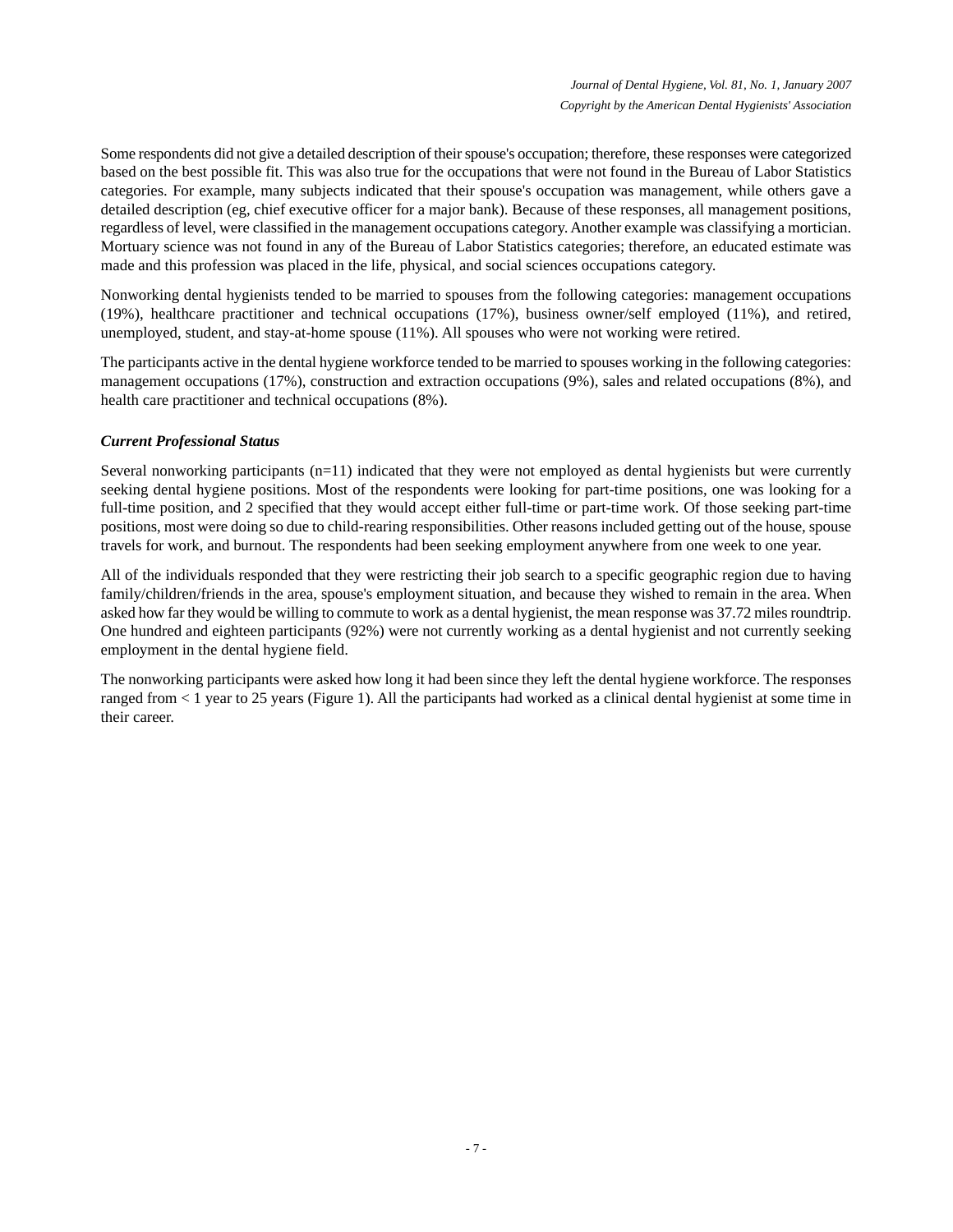Some respondents did not give a detailed description of their spouse's occupation; therefore, these responses were categorized based on the best possible fit. This was also true for the occupations that were not found in the Bureau of Labor Statistics categories. For example, many subjects indicated that their spouse's occupation was management, while others gave a detailed description (eg, chief executive officer for a major bank). Because of these responses, all management positions, regardless of level, were classified in the management occupations category. Another example was classifying a mortician. Mortuary science was not found in any of the Bureau of Labor Statistics categories; therefore, an educated estimate was made and this profession was placed in the life, physical, and social sciences occupations category.

Nonworking dental hygienists tended to be married to spouses from the following categories: management occupations (19%), healthcare practitioner and technical occupations (17%), business owner/self employed (11%), and retired, unemployed, student, and stay-at-home spouse (11%). All spouses who were not working were retired.

The participants active in the dental hygiene workforce tended to be married to spouses working in the following categories: management occupations (17%), construction and extraction occupations (9%), sales and related occupations (8%), and health care practitioner and technical occupations (8%).

### *Current Professional Status*

Several nonworking participants (n=11) indicated that they were not employed as dental hygienists but were currently seeking dental hygiene positions. Most of the respondents were looking for part-time positions, one was looking for a full-time position, and 2 specified that they would accept either full-time or part-time work. Of those seeking part-time positions, most were doing so due to child-rearing responsibilities. Other reasons included getting out of the house, spouse travels for work, and burnout. The respondents had been seeking employment anywhere from one week to one year.

All of the individuals responded that they were restricting their job search to a specific geographic region due to having family/children/friends in the area, spouse's employment situation, and because they wished to remain in the area. When asked how far they would be willing to commute to work as a dental hygienist, the mean response was 37.72 miles roundtrip. One hundred and eighteen participants (92%) were not currently working as a dental hygienist and not currently seeking employment in the dental hygiene field.

The nonworking participants were asked how long it had been since they left the dental hygiene workforce. The responses ranged from < 1 year to 25 years (Figure 1). All the participants had worked as a clinical dental hygienist at some time in their career.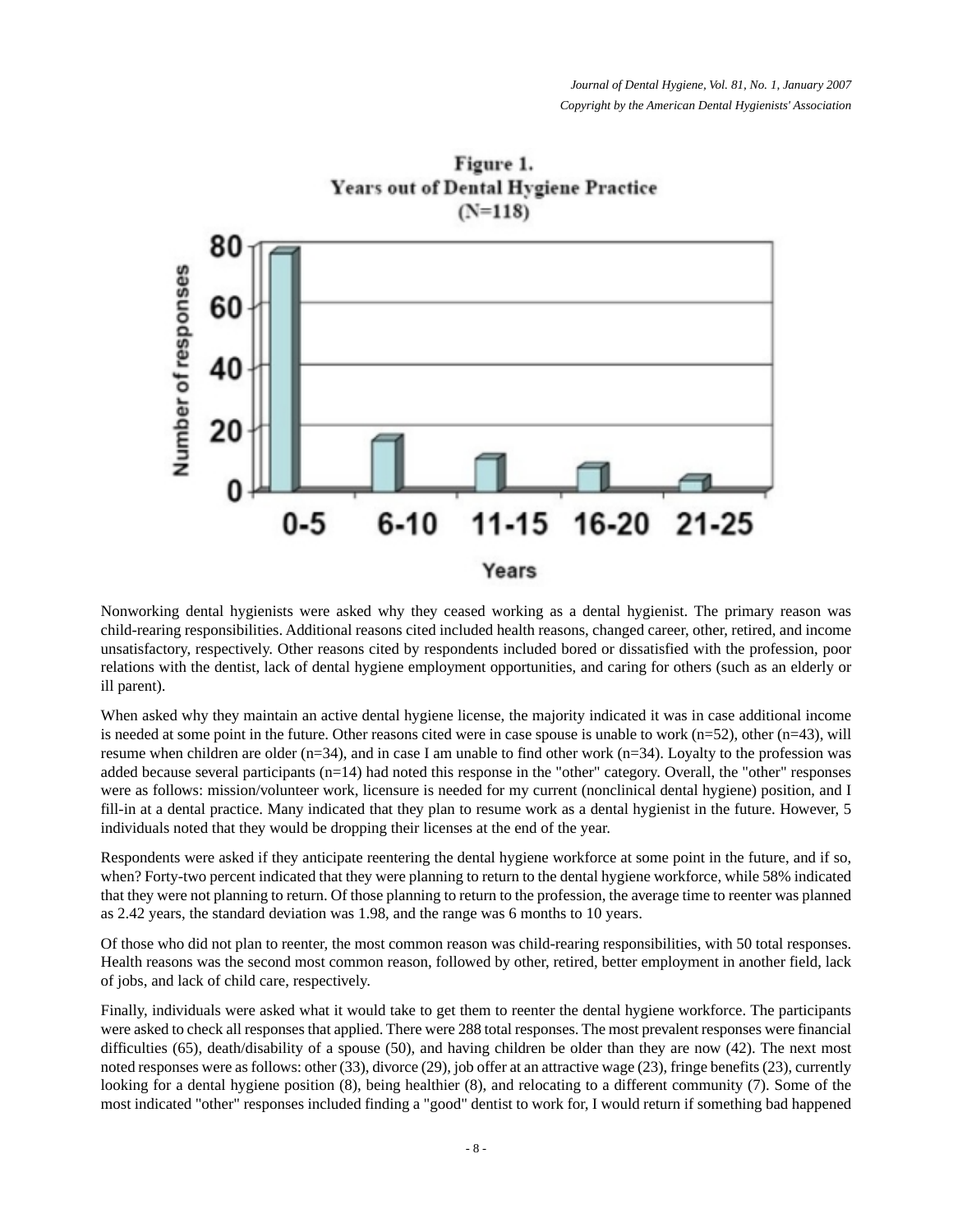**Figure 1.**
**Years out of Dental Hygiene Practice**
**(N=118)**

Nonworking dental hygienists were asked why they ceased working as a dental hygienist. The primary reason was child-rearing responsibilities. Additional reasons cited included health reasons, changed career, other, retired, and income unsatisfactory, respectively. Other reasons cited by respondents included bored or dissatisfied with the profession, poor relations with the dentist, lack of dental hygiene employment opportunities, and caring for others (such as an elderly or ill parent).

When asked why they maintain an active dental hygiene license, the majority indicated it was in case additional income is needed at some point in the future. Other reasons cited were in case spouse is unable to work (n=52), other (n=43), will resume when children are older (n=34), and in case I am unable to find other work (n=34). Loyalty to the profession was added because several participants (n=14) had noted this response in the "other" category. Overall, the "other" responses were as follows: mission/volunteer work, licensure is needed for my current (nonclinical dental hygiene) position, and I fill-in at a dental practice. Many indicated that they plan to resume work as a dental hygienist in the future. However, 5 individuals noted that they would be dropping their licenses at the end of the year.

Respondents were asked if they anticipate reentering the dental hygiene workforce at some point in the future, and if so, when? Forty-two percent indicated that they were planning to return to the dental hygiene workforce, while 58% indicated that they were not planning to return. Of those planning to return to the profession, the average time to reenter was planned as 2.42 years, the standard deviation was 1.98, and the range was 6 months to 10 years.

Of those who did not plan to reenter, the most common reason was child-rearing responsibilities, with 50 total responses. Health reasons was the second most common reason, followed by other, retired, better employment in another field, lack of jobs, and lack of child care, respectively.

Finally, individuals were asked what it would take to get them to reenter the dental hygiene workforce. The participants were asked to check all responses that applied. There were 288 total responses. The most prevalent responses were financial difficulties (65), death/disability of a spouse (50), and having children be older than they are now (42). The next most noted responses were as follows: other (33), divorce (29), job offer at an attractive wage (23), fringe benefits (23), currently looking for a dental hygiene position (8), being healthier (8), and relocating to a different community (7). Some of the most indicated "other" responses included finding a "good" dentist to work for, I would return if something bad happened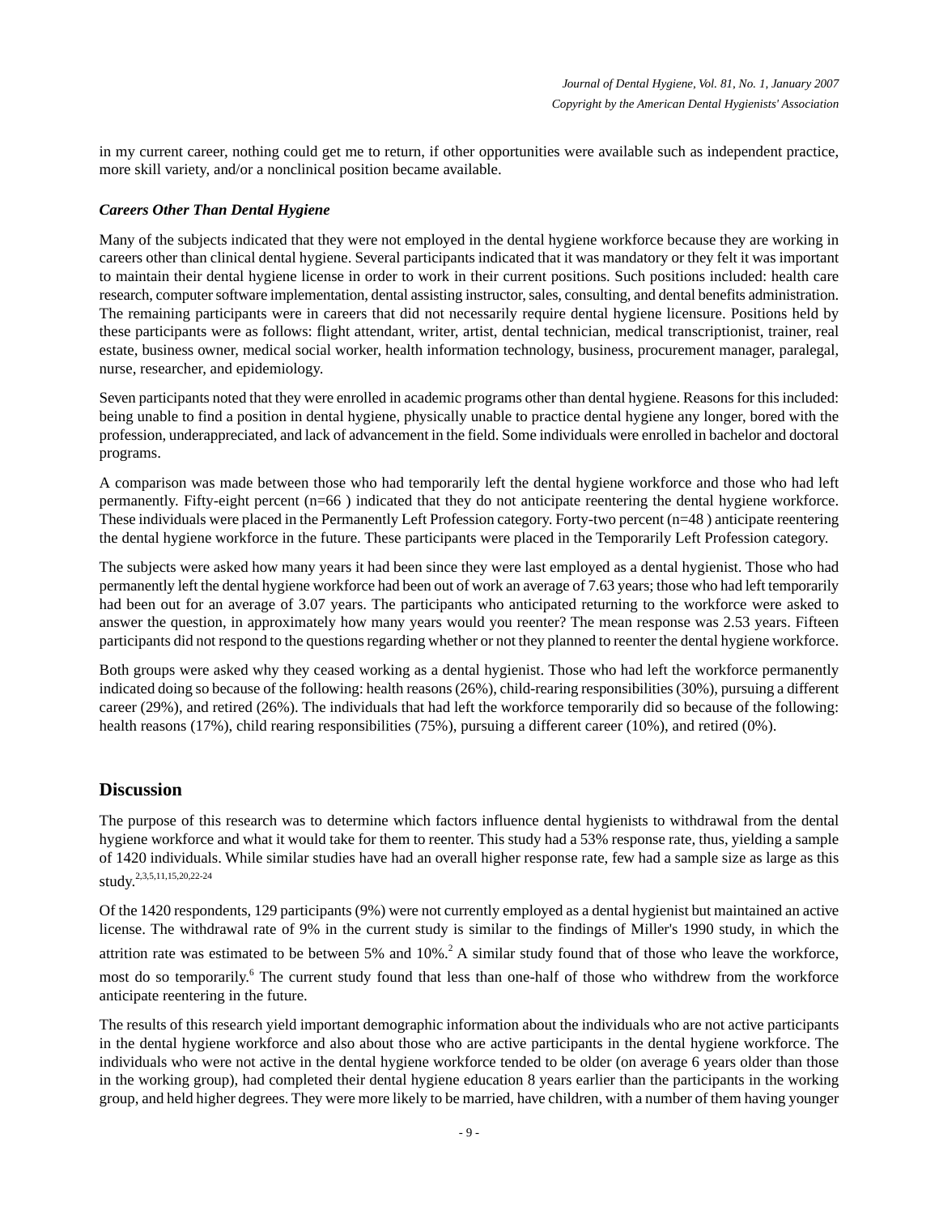in my current career, nothing could get me to return, if other opportunities were available such as independent practice, more skill variety, and/or a nonclinical position became available.

### *Careers Other Than Dental Hygiene*

Many of the subjects indicated that they were not employed in the dental hygiene workforce because they are working in careers other than clinical dental hygiene. Several participants indicated that it was mandatory or they felt it was important to maintain their dental hygiene license in order to work in their current positions. Such positions included: health care research, computer software implementation, dental assisting instructor, sales, consulting, and dental benefits administration. The remaining participants were in careers that did not necessarily require dental hygiene licensure. Positions held by these participants were as follows: flight attendant, writer, artist, dental technician, medical transcriptionist, trainer, real estate, business owner, medical social worker, health information technology, business, procurement manager, paralegal, nurse, researcher, and epidemiology.

Seven participants noted that they were enrolled in academic programs other than dental hygiene. Reasons for this included: being unable to find a position in dental hygiene, physically unable to practice dental hygiene any longer, bored with the profession, underappreciated, and lack of advancement in the field. Some individuals were enrolled in bachelor and doctoral programs.

A comparison was made between those who had temporarily left the dental hygiene workforce and those who had left permanently. Fifty-eight percent (n=66 ) indicated that they do not anticipate reentering the dental hygiene workforce. These individuals were placed in the Permanently Left Profession category. Forty-two percent (n=48 ) anticipate reentering the dental hygiene workforce in the future. These participants were placed in the Temporarily Left Profession category.

The subjects were asked how many years it had been since they were last employed as a dental hygienist. Those who had permanently left the dental hygiene workforce had been out of work an average of 7.63 years; those who had left temporarily had been out for an average of 3.07 years. The participants who anticipated returning to the workforce were asked to answer the question, in approximately how many years would you reenter? The mean response was 2.53 years. Fifteen participants did not respond to the questions regarding whether or not they planned to reenter the dental hygiene workforce.

Both groups were asked why they ceased working as a dental hygienist. Those who had left the workforce permanently indicated doing so because of the following: health reasons (26%), child-rearing responsibilities (30%), pursuing a different career (29%), and retired (26%). The individuals that had left the workforce temporarily did so because of the following: health reasons (17%), child rearing responsibilities (75%), pursuing a different career (10%), and retired (0%).

## Discussion

The purpose of this research was to determine which factors influence dental hygienists to withdrawal from the dental hygiene workforce and what it would take for them to reenter. This study had a 53% response rate, thus, yielding a sample of 1420 individuals. While similar studies have had an overall higher response rate, few had a sample size as large as this study.[2,3,5,11,15,20,22-24]

Of the 1420 respondents, 129 participants (9%) were not currently employed as a dental hygienist but maintained an active license. The withdrawal rate of 9% in the current study is similar to the findings of Miller's 1990 study, in which the attrition rate was estimated to be between 5% and 10%.[2] A similar study found that of those who leave the workforce, most do so temporarily.[6] The current study found that less than one-half of those who withdrew from the workforce anticipate reentering in the future.

The results of this research yield important demographic information about the individuals who are not active participants in the dental hygiene workforce and also about those who are active participants in the dental hygiene workforce. The individuals who were not active in the dental hygiene workforce tended to be older (on average 6 years older than those in the working group), had completed their dental hygiene education 8 years earlier than the participants in the working group, and held higher degrees. They were more likely to be married, have children, with a number of them having younger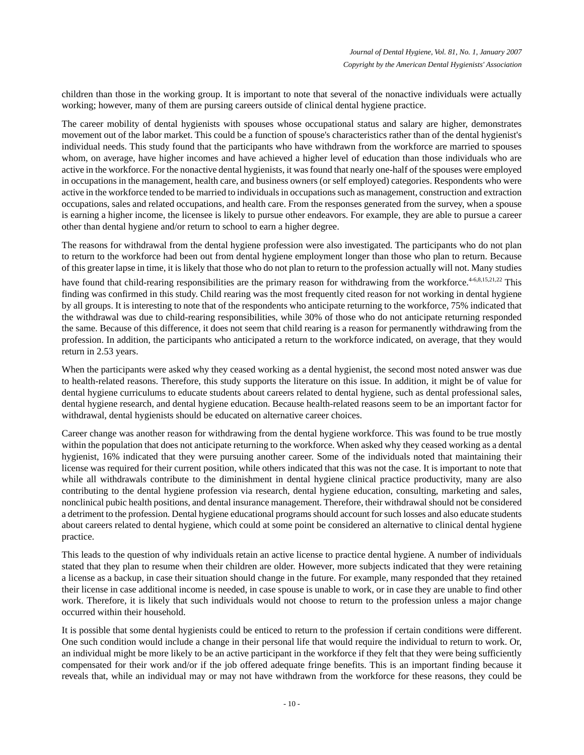children than those in the working group. It is important to note that several of the nonactive individuals were actually working; however, many of them are pursing careers outside of clinical dental hygiene practice.

The career mobility of dental hygienists with spouses whose occupational status and salary are higher, demonstrates movement out of the labor market. This could be a function of spouse's characteristics rather than of the dental hygienist's individual needs. This study found that the participants who have withdrawn from the workforce are married to spouses whom, on average, have higher incomes and have achieved a higher level of education than those individuals who are active in the workforce. For the nonactive dental hygienists, it was found that nearly one-half of the spouses were employed in occupations in the management, health care, and business owners (or self employed) categories. Respondents who were active in the workforce tended to be married to individuals in occupations such as management, construction and extraction occupations, sales and related occupations, and health care. From the responses generated from the survey, when a spouse is earning a higher income, the licensee is likely to pursue other endeavors. For example, they are able to pursue a career other than dental hygiene and/or return to school to earn a higher degree.

The reasons for withdrawal from the dental hygiene profession were also investigated. The participants who do not plan to return to the workforce had been out from dental hygiene employment longer than those who plan to return. Because of this greater lapse in time, it is likely that those who do not plan to return to the profession actually will not. Many studies have found that child-rearing responsibilities are the primary reason for withdrawing from the workforce.[4-6,8,15,21,22] This finding was confirmed in this study. Child rearing was the most frequently cited reason for not working in dental hygiene by all groups. It is interesting to note that of the respondents who anticipate returning to the workforce, 75% indicated that the withdrawal was due to child-rearing responsibilities, while 30% of those who do not anticipate returning responded the same. Because of this difference, it does not seem that child rearing is a reason for permanently withdrawing from the profession. In addition, the participants who anticipated a return to the workforce indicated, on average, that they would return in 2.53 years.

When the participants were asked why they ceased working as a dental hygienist, the second most noted answer was due to health-related reasons. Therefore, this study supports the literature on this issue. In addition, it might be of value for dental hygiene curriculums to educate students about careers related to dental hygiene, such as dental professional sales, dental hygiene research, and dental hygiene education. Because health-related reasons seem to be an important factor for withdrawal, dental hygienists should be educated on alternative career choices.

Career change was another reason for withdrawing from the dental hygiene workforce. This was found to be true mostly within the population that does not anticipate returning to the workforce. When asked why they ceased working as a dental hygienist, 16% indicated that they were pursuing another career. Some of the individuals noted that maintaining their license was required for their current position, while others indicated that this was not the case. It is important to note that while all withdrawals contribute to the diminishment in dental hygiene clinical practice productivity, many are also contributing to the dental hygiene profession via research, dental hygiene education, consulting, marketing and sales, nonclinical pubic health positions, and dental insurance management. Therefore, their withdrawal should not be considered a detriment to the profession. Dental hygiene educational programs should account for such losses and also educate students about careers related to dental hygiene, which could at some point be considered an alternative to clinical dental hygiene practice.

This leads to the question of why individuals retain an active license to practice dental hygiene. A number of individuals stated that they plan to resume when their children are older. However, more subjects indicated that they were retaining a license as a backup, in case their situation should change in the future. For example, many responded that they retained their license in case additional income is needed, in case spouse is unable to work, or in case they are unable to find other work. Therefore, it is likely that such individuals would not choose to return to the profession unless a major change occurred within their household.

It is possible that some dental hygienists could be enticed to return to the profession if certain conditions were different. One such condition would include a change in their personal life that would require the individual to return to work. Or, an individual might be more likely to be an active participant in the workforce if they felt that they were being sufficiently compensated for their work and/or if the job offered adequate fringe benefits. This is an important finding because it reveals that, while an individual may or may not have withdrawn from the workforce for these reasons, they could be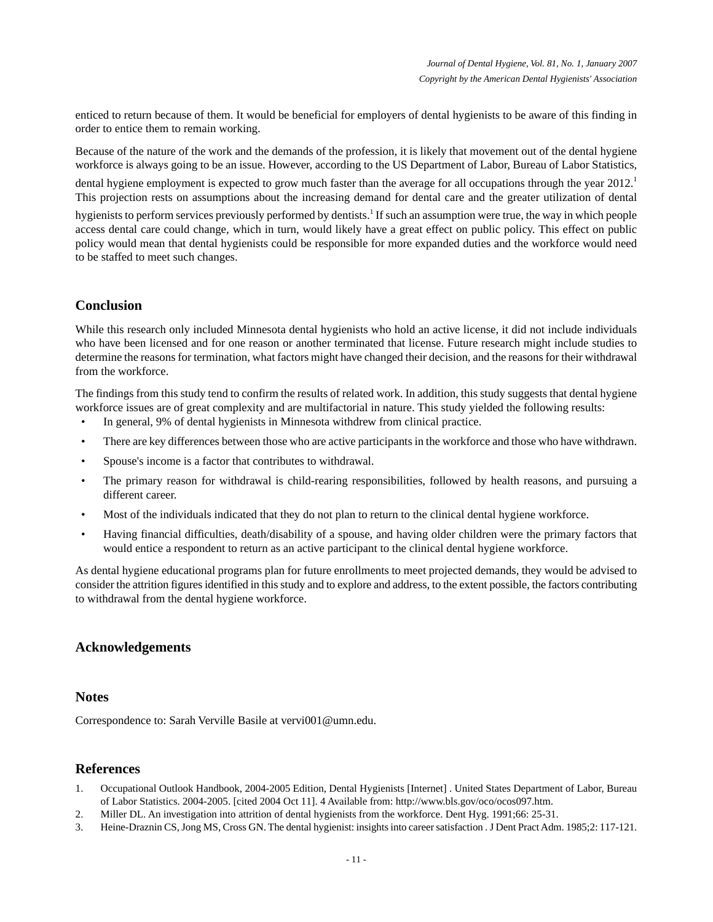enticed to return because of them. It would be beneficial for employers of dental hygienists to be aware of this finding in order to entice them to remain working.

Because of the nature of the work and the demands of the profession, it is likely that movement out of the dental hygiene workforce is always going to be an issue. However, according to the US Department of Labor, Bureau of Labor Statistics, dental hygiene employment is expected to grow much faster than the average for all occupations through the year 2012.[1] This projection rests on assumptions about the increasing demand for dental care and the greater utilization of dental hygienists to perform services previously performed by dentists.[1] If such an assumption were true, the way in which people access dental care could change, which in turn, would likely have a great effect on public policy. This effect on public policy would mean that dental hygienists could be responsible for more expanded duties and the workforce would need to be staffed to meet such changes.

## Conclusion

While this research only included Minnesota dental hygienists who hold an active license, it did not include individuals who have been licensed and for one reason or another terminated that license. Future research might include studies to determine the reasons for termination, what factors might have changed their decision, and the reasons for their withdrawal from the workforce.

The findings from this study tend to confirm the results of related work. In addition, this study suggests that dental hygiene workforce issues are of great complexity and are multifactorial in nature. This study yielded the following results:

- In general, 9% of dental hygienists in Minnesota withdrew from clinical practice.
- There are key differences between those who are active participants in the workforce and those who have withdrawn.
- Spouse's income is a factor that contributes to withdrawal.
- The primary reason for withdrawal is child-rearing responsibilities, followed by health reasons, and pursuing a different career.
- Most of the individuals indicated that they do not plan to return to the clinical dental hygiene workforce.
- Having financial difficulties, death/disability of a spouse, and having older children were the primary factors that would entice a respondent to return as an active participant to the clinical dental hygiene workforce.

As dental hygiene educational programs plan for future enrollments to meet projected demands, they would be advised to consider the attrition figures identified in this study and to explore and address, to the extent possible, the factors contributing to withdrawal from the dental hygiene workforce.

## Acknowledgements

## Notes

Correspondence to: Sarah Verville Basile at vervi001@umn.edu.

## References

1. Occupational Outlook Handbook, 2004-2005 Edition, Dental Hygienists [Internet] . United States Department of Labor, Bureau of Labor Statistics. 2004-2005. [cited 2004 Oct 11]. 4 Available from: http://www.bls.gov/oco/ocos097.htm.
2. Miller DL. An investigation into attrition of dental hygienists from the workforce. Dent Hyg. 1991;66: 25-31.
3. Heine-Draznin CS, Jong MS, Cross GN. The dental hygienist: insights into career satisfaction . J Dent Pract Adm. 1985;2: 117-121.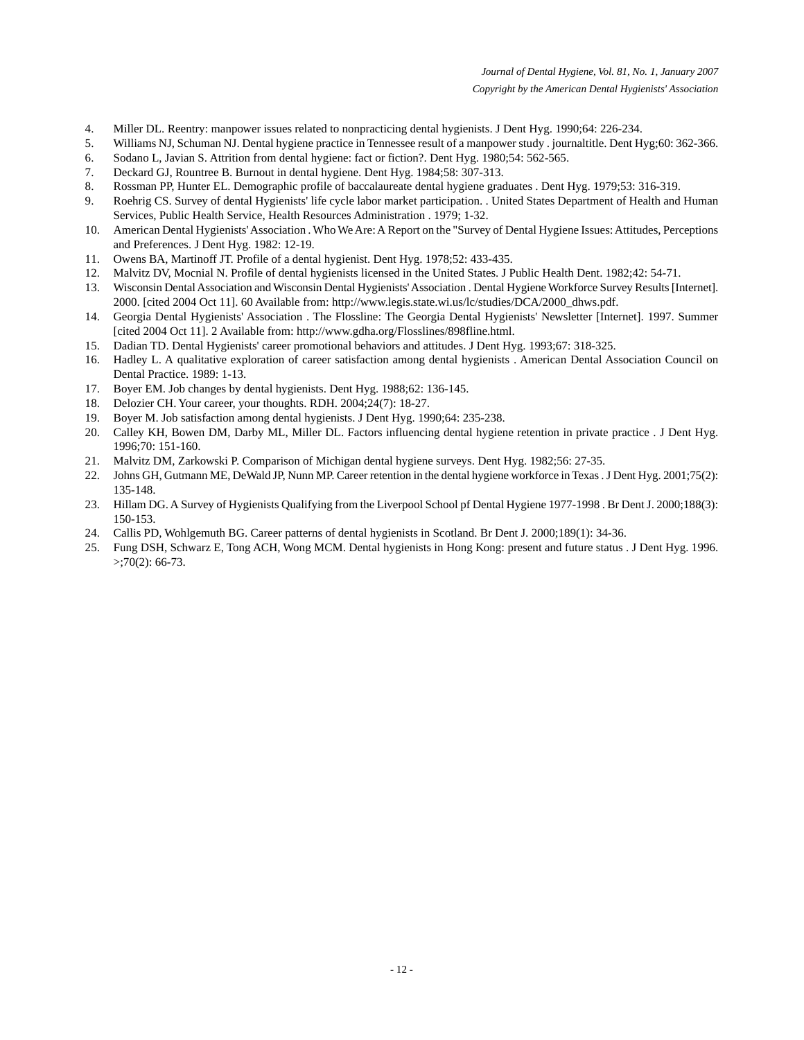4. Miller DL. Reentry: manpower issues related to nonpracticing dental hygienists. J Dent Hyg. 1990;64: 226-234.
5. Williams NJ, Schuman NJ. Dental hygiene practice in Tennessee result of a manpower study . journaltitle. Dent Hyg;60: 362-366.
6. Sodano L, Javian S. Attrition from dental hygiene: fact or fiction?. Dent Hyg. 1980;54: 562-565.
7. Deckard GJ, Rountree B. Burnout in dental hygiene. Dent Hyg. 1984;58: 307-313.
8. Rossman PP, Hunter EL. Demographic profile of baccalaureate dental hygiene graduates . Dent Hyg. 1979;53: 316-319.
9. Roehrig CS. Survey of dental Hygienists' life cycle labor market participation. . United States Department of Health and Human Services, Public Health Service, Health Resources Administration . 1979; 1-32.
10. American Dental Hygienists' Association . Who We Are: A Report on the "Survey of Dental Hygiene Issues: Attitudes, Perceptions and Preferences. J Dent Hyg. 1982: 12-19.
11. Owens BA, Martinoff JT. Profile of a dental hygienist. Dent Hyg. 1978;52: 433-435.
12. Malvitz DV, Mocnial N. Profile of dental hygienists licensed in the United States. J Public Health Dent. 1982;42: 54-71.
13. Wisconsin Dental Association and Wisconsin Dental Hygienists' Association . Dental Hygiene Workforce Survey Results [Internet]. 2000. [cited 2004 Oct 11]. 60 Available from: http://www.legis.state.wi.us/lc/studies/DCA/2000_dhws.pdf.
14. Georgia Dental Hygienists' Association . The Flossline: The Georgia Dental Hygienists' Newsletter [Internet]. 1997. Summer [cited 2004 Oct 11]. 2 Available from: http://www.gdha.org/Flosslines/898fline.html.
15. Dadian TD. Dental Hygienists' career promotional behaviors and attitudes. J Dent Hyg. 1993;67: 318-325.
16. Hadley L. A qualitative exploration of career satisfaction among dental hygienists . American Dental Association Council on Dental Practice. 1989: 1-13.
17. Boyer EM. Job changes by dental hygienists. Dent Hyg. 1988;62: 136-145.
18. Delozier CH. Your career, your thoughts. RDH. 2004;24(7): 18-27.
19. Boyer M. Job satisfaction among dental hygienists. J Dent Hyg. 1990;64: 235-238.
20. Calley KH, Bowen DM, Darby ML, Miller DL. Factors influencing dental hygiene retention in private practice . J Dent Hyg. 1996;70: 151-160.
21. Malvitz DM, Zarkowski P. Comparison of Michigan dental hygiene surveys. Dent Hyg. 1982;56: 27-35.
22. Johns GH, Gutmann ME, DeWald JP, Nunn MP. Career retention in the dental hygiene workforce in Texas . J Dent Hyg. 2001;75(2): 135-148.
23. Hillam DG. A Survey of Hygienists Qualifying from the Liverpool School pf Dental Hygiene 1977-1998 . Br Dent J. 2000;188(3): 150-153.
24. Callis PD, Wohlgemuth BG. Career patterns of dental hygienists in Scotland. Br Dent J. 2000;189(1): 34-36.
25. Fung DSH, Schwarz E, Tong ACH, Wong MCM. Dental hygienists in Hong Kong: present and future status . J Dent Hyg. 1996. >;70(2): 66-73.